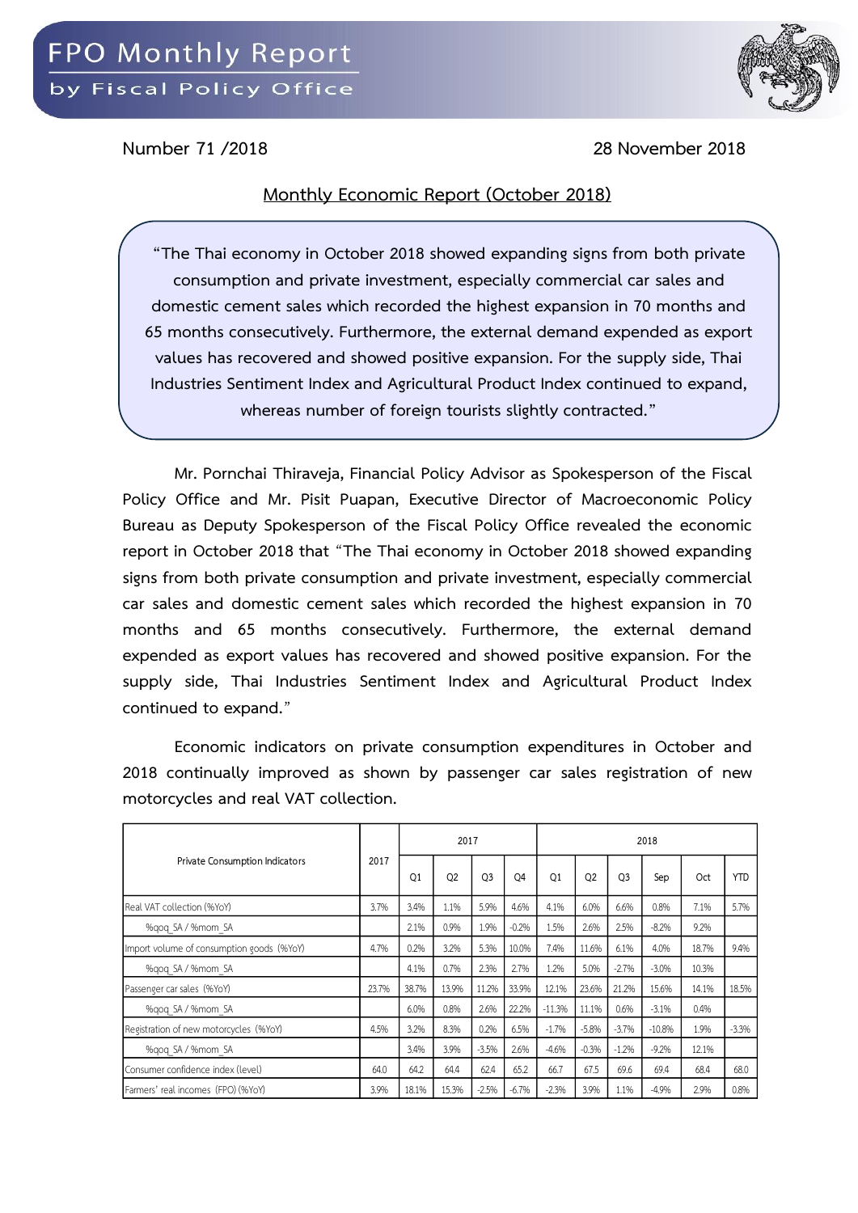# FPO Monthly Report

by Fiscal Policy Office

Number 71 /2018

28 November 2018

## Monthly Economic Report (October 2018)

> "The Thai economy in October 2018 showed expanding signs from both private consumption and private investment, especially commercial car sales and domestic cement sales which recorded the highest expansion in 70 months and 65 months consecutively. Furthermore, the external demand expended as export values has recovered and showed positive expansion. For the supply side, Thai Industries Sentiment Index and Agricultural Product Index continued to expand, whereas number of foreign tourists slightly contracted."

Mr. Pornchai Thiraveja, Financial Policy Advisor as Spokesperson of the Fiscal Policy Office and Mr. Pisit Puapan, Executive Director of Macroeconomic Policy Bureau as Deputy Spokesperson of the Fiscal Policy Office revealed the economic report in October 2018 that "The Thai economy in October 2018 showed expanding signs from both private consumption and private investment, especially commercial car sales and domestic cement sales which recorded the highest expansion in 70 months and 65 months consecutively. Furthermore, the external demand expended as export values has recovered and showed positive expansion. For the supply side, Thai Industries Sentiment Index and Agricultural Product Index continued to expand."

Economic indicators on private consumption expenditures in October and 2018 continually improved as shown by passenger car sales registration of new motorcycles and real VAT collection.

| Private Consumption Indicators | 2017 | 2017 | | | | 2018 | | | | | |
|---|---|---|---|---|---|---|---|---|---|---|---|
| | | Q1 | Q2 | Q3 | Q4 | Q1 | Q2 | Q3 | Sep | Oct | YTD |
| Real VAT collection (%YoY) | 3.7% | 3.4% | 1.1% | 5.9% | 4.6% | 4.1% | 6.0% | 6.6% | 0.8% | 7.1% | 5.7% |
| %qoq_SA / %mom_SA | | 2.1% | 0.9% | 1.9% | -0.2% | 1.5% | 2.6% | 2.5% | -8.2% | 9.2% | |
| Import volume of consumption goods (%YoY) | 4.7% | 0.2% | 3.2% | 5.3% | 10.0% | 7.4% | 11.6% | 6.1% | 4.0% | 18.7% | 9.4% |
| %qoq_SA / %mom_SA | | 4.1% | 0.7% | 2.3% | 2.7% | 1.2% | 5.0% | -2.7% | -3.0% | 10.3% | |
| Passenger car sales (%YoY) | 23.7% | 38.7% | 13.9% | 11.2% | 33.9% | 12.1% | 23.6% | 21.2% | 15.6% | 14.1% | 18.5% |
| %qoq_SA / %mom_SA | | 6.0% | 0.8% | 2.6% | 22.2% | -11.3% | 11.1% | 0.6% | -3.1% | 0.4% | |
| Registration of new motorcycles (%YoY) | 4.5% | 3.2% | 8.3% | 0.2% | 6.5% | -1.7% | -5.8% | -3.7% | -10.8% | 1.9% | -3.3% |
| %qoq_SA / %mom_SA | | 3.4% | 3.9% | -3.5% | 2.6% | -4.6% | -0.3% | -1.2% | -9.2% | 12.1% | |
| Consumer confidence index (level) | 64.0 | 64.2 | 64.4 | 62.4 | 65.2 | 66.7 | 67.5 | 69.6 | 69.4 | 68.4 | 68.0 |
| Farmers' real incomes (FPO) (%YoY) | 3.9% | 18.1% | 15.3% | -2.5% | -6.7% | -2.3% | 3.9% | 1.1% | -4.9% | 2.9% | 0.8% |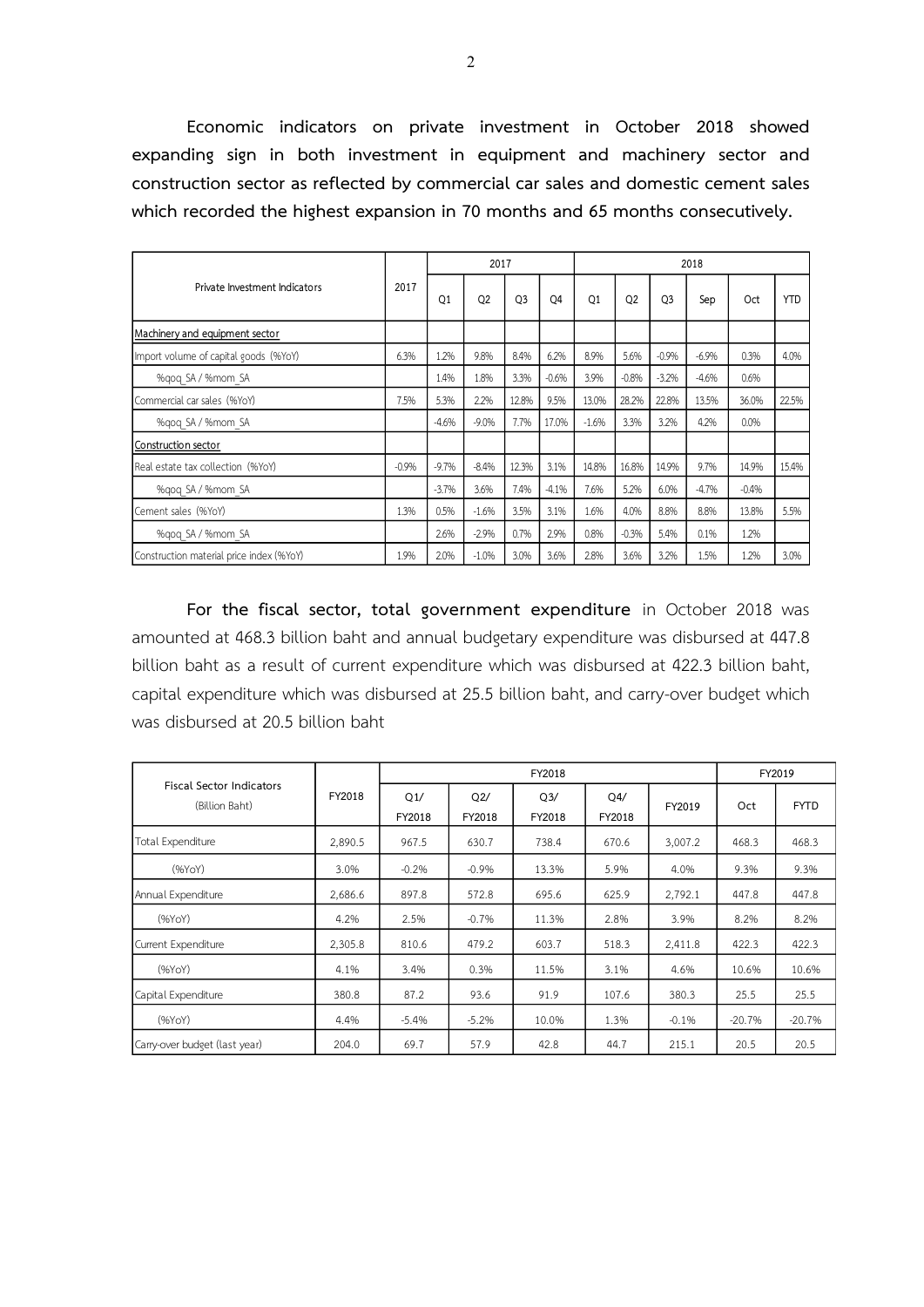**Economic indicators on private investment in October 2018 showed expanding sign in both investment in equipment and machinery sector and construction sector as reflected by commercial car sales and domestic cement sales which recorded the highest expansion in 70 months and 65 months consecutively.**

| Private Investment Indicators | 2017 | 2017 | | | | 2018 | | | | | |
|---|---|---|---|---|---|---|---|---|---|---|---|
| | | Q1 | Q2 | Q3 | Q4 | Q1 | Q2 | Q3 | Sep | Oct | YTD |
| Machinery and equipment sector | | | | | | | | | | | |
| Import volume of capital goods (%YoY) | 6.3% | 1.2% | 9.8% | 8.4% | 6.2% | 8.9% | 5.6% | -0.9% | -6.9% | 0.3% | 4.0% |
| %qoq_SA / %mom_SA | | 1.4% | 1.8% | 3.3% | -0.6% | 3.9% | -0.8% | -3.2% | -4.6% | 0.6% | |
| Commercial car sales (%YoY) | 7.5% | 5.3% | 2.2% | 12.8% | 9.5% | 13.0% | 28.2% | 22.8% | 13.5% | 36.0% | 22.5% |
| %qoq_SA / %mom_SA | | -4.6% | -9.0% | 7.7% | 17.0% | -1.6% | 3.3% | 3.2% | 4.2% | 0.0% | |
| Construction sector | | | | | | | | | | | |
| Real estate tax collection (%YoY) | -0.9% | -9.7% | -8.4% | 12.3% | 3.1% | 14.8% | 16.8% | 14.9% | 9.7% | 14.9% | 15.4% |
| %qoq_SA / %mom_SA | | -3.7% | 3.6% | 7.4% | -4.1% | 7.6% | 5.2% | 6.0% | -4.7% | -0.4% | |
| Cement sales (%YoY) | 1.3% | 0.5% | -1.6% | 3.5% | 3.1% | 1.6% | 4.0% | 8.8% | 8.8% | 13.8% | 5.5% |
| %qoq_SA / %mom_SA | | 2.6% | -2.9% | 0.7% | 2.9% | 0.8% | -0.3% | 5.4% | 0.1% | 1.2% | |
| Construction material price index (%YoY) | 1.9% | 2.0% | -1.0% | 3.0% | 3.6% | 2.8% | 3.6% | 3.2% | 1.5% | 1.2% | 3.0% |

**For the fiscal sector, total government expenditure** in October 2018 was amounted at 468.3 billion baht and annual budgetary expenditure was disbursed at 447.8 billion baht as a result of current expenditure which was disbursed at 422.3 billion baht, capital expenditure which was disbursed at 25.5 billion baht, and carry-over budget which was disbursed at 20.5 billion baht

| Fiscal Sector Indicators (Billion Baht) | FY2018 | FY2018 | | | | | FY2019 | |
|---|---|---|---|---|---|---|---|---|
| | | Q1/ FY2018 | Q2/ FY2018 | Q3/ FY2018 | Q4/ FY2018 | FY2019 | Oct | FYTD |
| Total Expenditure | 2,890.5 | 967.5 | 630.7 | 738.4 | 670.6 | 3,007.2 | 468.3 | 468.3 |
| (%YoY) | 3.0% | -0.2% | -0.9% | 13.3% | 5.9% | 4.0% | 9.3% | 9.3% |
| Annual Expenditure | 2,686.6 | 897.8 | 572.8 | 695.6 | 625.9 | 2,792.1 | 447.8 | 447.8 |
| (%YoY) | 4.2% | 2.5% | -0.7% | 11.3% | 2.8% | 3.9% | 8.2% | 8.2% |
| Current Expenditure | 2,305.8 | 810.6 | 479.2 | 603.7 | 518.3 | 2,411.8 | 422.3 | 422.3 |
| (%YoY) | 4.1% | 3.4% | 0.3% | 11.5% | 3.1% | 4.6% | 10.6% | 10.6% |
| Capital Expenditure | 380.8 | 87.2 | 93.6 | 91.9 | 107.6 | 380.3 | 25.5 | 25.5 |
| (%YoY) | 4.4% | -5.4% | -5.2% | 10.0% | 1.3% | -0.1% | -20.7% | -20.7% |
| Carry-over budget (last year) | 204.0 | 69.7 | 57.9 | 42.8 | 44.7 | 215.1 | 20.5 | 20.5 |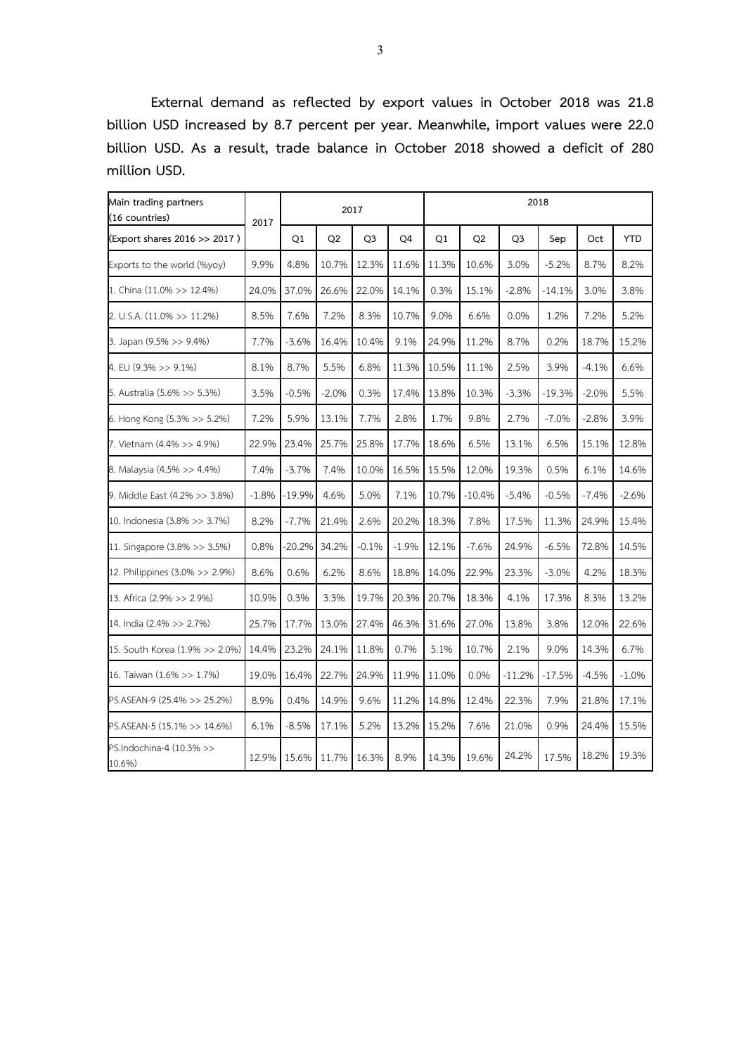**External demand as reflected by export values in October 2018 was 21.8 billion USD increased by 8.7 percent per year. Meanwhile, import values were 22.0 billion USD. As a result, trade balance in October 2018 showed a deficit of 280 million USD.**

| Main trading partners (16 countries) | 2017 | 2017 | | | | 2018 | | | | | |
|---|---|---|---|---|---|---|---|---|---|---|---|
| (Export shares 2016 >> 2017 ) | | Q1 | Q2 | Q3 | Q4 | Q1 | Q2 | Q3 | Sep | Oct | YTD |
| Exports to the world (%yoy) | 9.9% | 4.8% | 10.7% | 12.3% | 11.6% | 11.3% | 10.6% | 3.0% | -5.2% | 8.7% | 8.2% |
| 1. China (11.0% >> 12.4%) | 24.0% | 37.0% | 26.6% | 22.0% | 14.1% | 0.3% | 15.1% | -2.8% | -14.1% | 3.0% | 3.8% |
| 2. U.S.A. (11.0% >> 11.2%) | 8.5% | 7.6% | 7.2% | 8.3% | 10.7% | 9.0% | 6.6% | 0.0% | 1.2% | 7.2% | 5.2% |
| 3. Japan (9.5% >> 9.4%) | 7.7% | -3.6% | 16.4% | 10.4% | 9.1% | 24.9% | 11.2% | 8.7% | 0.2% | 18.7% | 15.2% |
| 4. EU (9.3% >> 9.1%) | 8.1% | 8.7% | 5.5% | 6.8% | 11.3% | 10.5% | 11.1% | 2.5% | 3.9% | -4.1% | 6.6% |
| 5. Australia (5.6% >> 5.3%) | 3.5% | -0.5% | -2.0% | 0.3% | 17.4% | 13.8% | 10.3% | -3.3% | -19.3% | -2.0% | 5.5% |
| 6. Hong Kong (5.3% >> 5.2%) | 7.2% | 5.9% | 13.1% | 7.7% | 2.8% | 1.7% | 9.8% | 2.7% | -7.0% | -2.8% | 3.9% |
| 7. Vietnam (4.4% >> 4.9%) | 22.9% | 23.4% | 25.7% | 25.8% | 17.7% | 18.6% | 6.5% | 13.1% | 6.5% | 15.1% | 12.8% |
| 8. Malaysia (4.5% >> 4.4%) | 7.4% | -3.7% | 7.4% | 10.0% | 16.5% | 15.5% | 12.0% | 19.3% | 0.5% | 6.1% | 14.6% |
| 9. Middle East (4.2% >> 3.8%) | -1.8% | -19.9% | 4.6% | 5.0% | 7.1% | 10.7% | -10.4% | -5.4% | -0.5% | -7.4% | -2.6% |
| 10. Indonesia (3.8% >> 3.7%) | 8.2% | -7.7% | 21.4% | 2.6% | 20.2% | 18.3% | 7.8% | 17.5% | 11.3% | 24.9% | 15.4% |
| 11. Singapore (3.8% >> 3.5%) | 0.8% | -20.2% | 34.2% | -0.1% | -1.9% | 12.1% | -7.6% | 24.9% | -6.5% | 72.8% | 14.5% |
| 12. Philippines (3.0% >> 2.9%) | 8.6% | 0.6% | 6.2% | 8.6% | 18.8% | 14.0% | 22.9% | 23.3% | -3.0% | 4.2% | 18.3% |
| 13. Africa (2.9% >> 2.9%) | 10.9% | 0.3% | 3.3% | 19.7% | 20.3% | 20.7% | 18.3% | 4.1% | 17.3% | 8.3% | 13.2% |
| 14. India (2.4% >> 2.7%) | 25.7% | 17.7% | 13.0% | 27.4% | 46.3% | 31.6% | 27.0% | 13.8% | 3.8% | 12.0% | 22.6% |
| 15. South Korea (1.9% >> 2.0%) | 14.4% | 23.2% | 24.1% | 11.8% | 0.7% | 5.1% | 10.7% | 2.1% | 9.0% | 14.3% | 6.7% |
| 16. Taiwan (1.6% >> 1.7%) | 19.0% | 16.4% | 22.7% | 24.9% | 11.9% | 11.0% | 0.0% | -11.2% | -17.5% | -4.5% | -1.0% |
| PS.ASEAN-9 (25.4% >> 25.2%) | 8.9% | 0.4% | 14.9% | 9.6% | 11.2% | 14.8% | 12.4% | 22.3% | 7.9% | 21.8% | 17.1% |
| PS.ASEAN-5 (15.1% >> 14.6%) | 6.1% | -8.5% | 17.1% | 5.2% | 13.2% | 15.2% | 7.6% | 21.0% | 0.9% | 24.4% | 15.5% |
| PS.Indochina-4 (10.3% >> 10.6%) | 12.9% | 15.6% | 11.7% | 16.3% | 8.9% | 14.3% | 19.6% | 24.2% | 17.5% | 18.2% | 19.3% |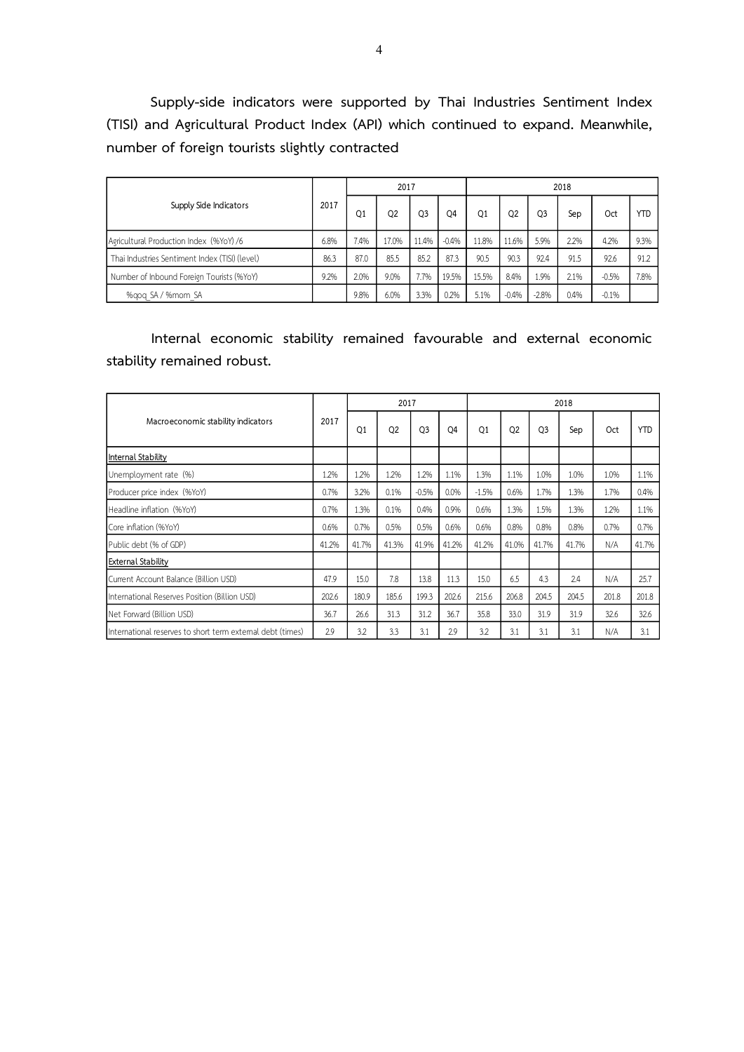**Supply-side indicators were supported by Thai Industries Sentiment Index (TISI) and Agricultural Product Index (API) which continued to expand. Meanwhile, number of foreign tourists slightly contracted**

| Supply Side Indicators | 2017 | 2017 | | | | 2018 | | | | | |
|---|---|---|---|---|---|---|---|---|---|---|---|
| | | Q1 | Q2 | Q3 | Q4 | Q1 | Q2 | Q3 | Sep | Oct | YTD |
| Agricultural Production Index (%YoY) /6 | 6.8% | 7.4% | 17.0% | 11.4% | -0.4% | 11.8% | 11.6% | 5.9% | 2.2% | 4.2% | 9.3% |
| Thai Industries Sentiment Index (TISI) (level) | 86.3 | 87.0 | 85.5 | 85.2 | 87.3 | 90.5 | 90.3 | 92.4 | 91.5 | 92.6 | 91.2 |
| Number of Inbound Foreign Tourists (%YoY) | 9.2% | 2.0% | 9.0% | 7.7% | 19.5% | 15.5% | 8.4% | 1.9% | 2.1% | -0.5% | 7.8% |
| %qoq_SA / %mom_SA | | 9.8% | 6.0% | 3.3% | 0.2% | 5.1% | -0.4% | -2.8% | 0.4% | -0.1% | |

**Internal economic stability remained favourable and external economic stability remained robust.**

| Macroeconomic stability indicators | 2017 | 2017 | | | | 2018 | | | | | |
|---|---|---|---|---|---|---|---|---|---|---|---|
| | | Q1 | Q2 | Q3 | Q4 | Q1 | Q2 | Q3 | Sep | Oct | YTD |
| Internal Stability | | | | | | | | | | | |
| Unemployment rate (%) | 1.2% | 1.2% | 1.2% | 1.2% | 1.1% | 1.3% | 1.1% | 1.0% | 1.0% | 1.0% | 1.1% |
| Producer price index (%YoY) | 0.7% | 3.2% | 0.1% | -0.5% | 0.0% | -1.5% | 0.6% | 1.7% | 1.3% | 1.7% | 0.4% |
| Headline inflation (%YoY) | 0.7% | 1.3% | 0.1% | 0.4% | 0.9% | 0.6% | 1.3% | 1.5% | 1.3% | 1.2% | 1.1% |
| Core inflation (%YoY) | 0.6% | 0.7% | 0.5% | 0.5% | 0.6% | 0.6% | 0.8% | 0.8% | 0.8% | 0.7% | 0.7% |
| Public debt (% of GDP) | 41.2% | 41.7% | 41.3% | 41.9% | 41.2% | 41.2% | 41.0% | 41.7% | 41.7% | N/A | 41.7% |
| External Stability | | | | | | | | | | | |
| Current Account Balance (Billion USD) | 47.9 | 15.0 | 7.8 | 13.8 | 11.3 | 15.0 | 6.5 | 4.3 | 2.4 | N/A | 25.7 |
| International Reserves Position (Billion USD) | 202.6 | 180.9 | 185.6 | 199.3 | 202.6 | 215.6 | 206.8 | 204.5 | 204.5 | 201.8 | 201.8 |
| Net Forward (Billion USD) | 36.7 | 26.6 | 31.3 | 31.2 | 36.7 | 35.8 | 33.0 | 31.9 | 31.9 | 32.6 | 32.6 |
| International reserves to short term external debt (times) | 2.9 | 3.2 | 3.3 | 3.1 | 2.9 | 3.2 | 3.1 | 3.1 | 3.1 | N/A | 3.1 |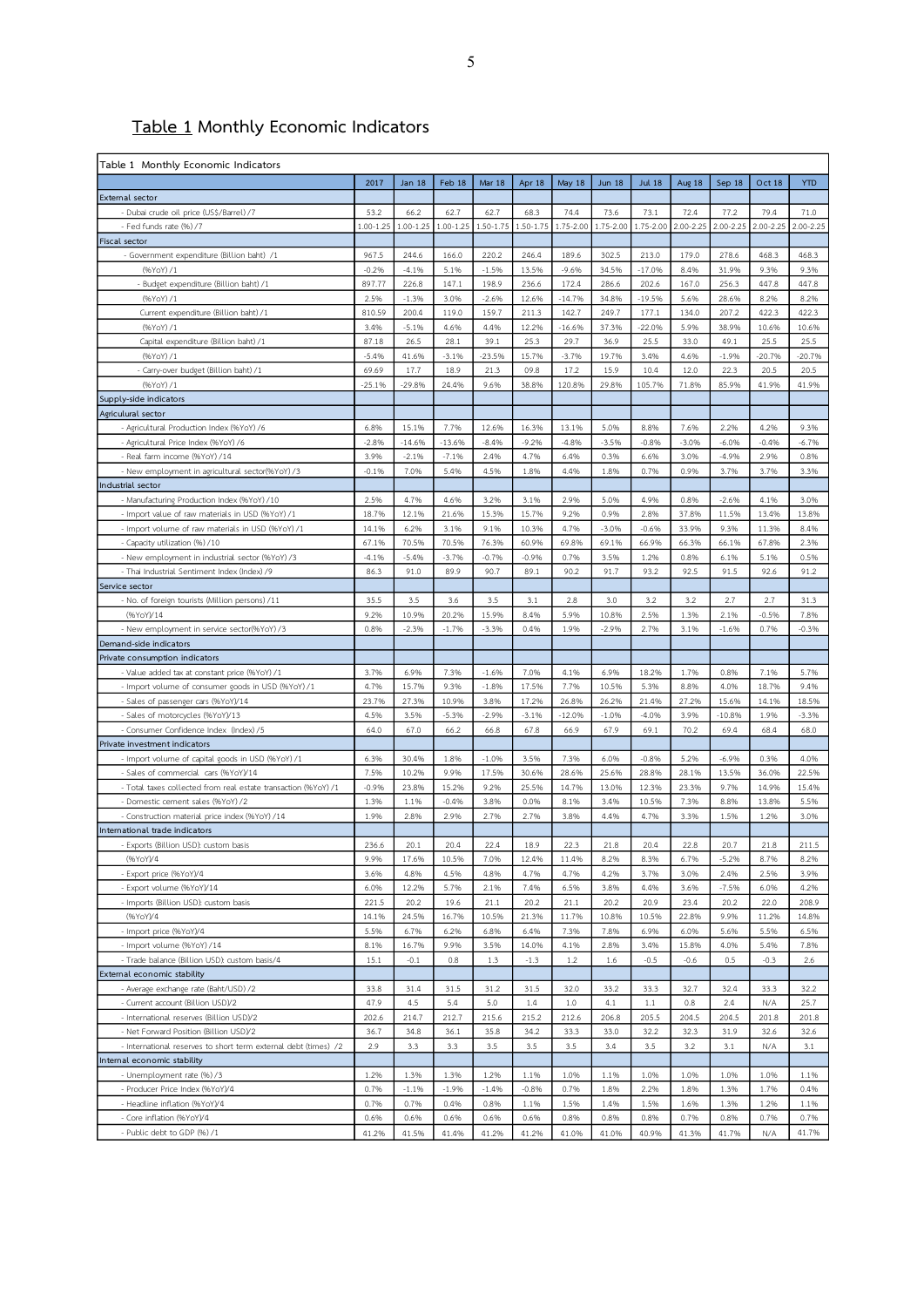## Table 1 Monthly Economic Indicators

| Table 1 Monthly Economic Indicators | 2017 | Jan 18 | Feb 18 | Mar 18 | Apr 18 | May 18 | Jun 18 | Jul 18 | Aug 18 | Sep 18 | Oct 18 | YTD |
|---|---|---|---|---|---|---|---|---|---|---|---|---|
| External sector | | | | | | | | | | | | |
| - Dubai crude oil price (US$/Barrel) /7 | 53.2 | 66.2 | 62.7 | 62.7 | 68.3 | 74.4 | 73.6 | 73.1 | 72.4 | 77.2 | 79.4 | 71.0 |
| - Fed funds rate (%) /7 | 1.00-1.25 | 1.00-1.25 | 1.00-1.25 | 1.50-1.75 | 1.50-1.75 | 1.75-2.00 | 1.75-2.00 | 1.75-2.00 | 2.00-2.25 | 2.00-2.25 | 2.00-2.25 | 2.00-2.25 |
| Fiscal sector | | | | | | | | | | | | |
| - Government expenditure (Billion baht) /1 | 967.5 | 244.6 | 166.0 | 220.2 | 246.4 | 189.6 | 302.5 | 213.0 | 179.0 | 278.6 | 468.3 | 468.3 |
| (%YoY) /1 | -0.2% | -4.1% | 5.1% | -1.5% | 13.5% | -9.6% | 34.5% | -17.0% | 8.4% | 31.9% | 9.3% | 9.3% |
| - Budget expenditure (Billion baht) /1 | 897.77 | 226.8 | 147.1 | 198.9 | 236.6 | 172.4 | 286.6 | 202.6 | 167.0 | 256.3 | 447.8 | 447.8 |
| (%YoY) /1 | 2.5% | -1.3% | 3.0% | -2.6% | 12.6% | -14.7% | 34.8% | -19.5% | 5.6% | 28.6% | 8.2% | 8.2% |
| Current expenditure (Billion baht) /1 | 810.59 | 200.4 | 119.0 | 159.7 | 211.3 | 142.7 | 249.7 | 177.1 | 134.0 | 207.2 | 422.3 | 422.3 |
| (%YoY) /1 | 3.4% | -5.1% | 4.6% | 4.4% | 12.2% | -16.6% | 37.3% | -22.0% | 5.9% | 38.9% | 10.6% | 10.6% |
| Capital expenditure (Billion baht) /1 | 87.18 | 26.5 | 28.1 | 39.1 | 25.3 | 29.7 | 36.9 | 25.5 | 33.0 | 49.1 | 25.5 | 25.5 |
| (%YoY) /1 | -5.4% | 41.6% | -3.1% | -23.5% | 15.7% | -3.7% | 19.7% | 3.4% | 4.6% | -1.9% | -20.7% | -20.7% |
| - Carry-over budget (Billion baht) /1 | 69.69 | 17.7 | 18.9 | 21.3 | 09.8 | 17.2 | 15.9 | 10.4 | 12.0 | 22.3 | 20.5 | 20.5 |
| (%YoY) /1 | -25.1% | -29.8% | 24.4% | 9.6% | 38.8% | 120.8% | 29.8% | 105.7% | 71.8% | 85.9% | 41.9% | 41.9% |
| Supply-side indicators | | | | | | | | | | | | |
| Agricultural sector | | | | | | | | | | | | |
| - Agricultural Production Index (%YoY) /6 | 6.8% | 15.1% | 7.7% | 12.6% | 16.3% | 13.1% | 5.0% | 8.8% | 7.6% | 2.2% | 4.2% | 9.3% |
| - Agricultural Price Index (%YoY) /6 | -2.8% | -14.6% | -13.6% | -8.4% | -9.2% | -4.8% | -3.5% | -0.8% | -3.0% | -6.0% | -0.4% | -6.7% |
| - Real farm income (%YoY) /14 | 3.9% | -2.1% | -7.1% | 2.4% | 4.7% | 6.4% | 0.3% | 6.6% | 3.0% | -4.9% | 2.9% | 0.8% |
| - New employment in agricultural sector(%YoY) /3 | -0.1% | 7.0% | 5.4% | 4.5% | 1.8% | 4.4% | 1.8% | 0.7% | 0.9% | 3.7% | 3.7% | 3.3% |
| Industrial sector | | | | | | | | | | | | |
| - Manufacturing Production Index (%YoY) /10 | 2.5% | 4.7% | 4.6% | 3.2% | 3.1% | 2.9% | 5.0% | 4.9% | 0.8% | -2.6% | 4.1% | 3.0% |
| - Import value of raw materials in USD (%YoY) /1 | 18.7% | 12.1% | 21.6% | 15.3% | 15.7% | 9.2% | 0.9% | 2.8% | 37.8% | 11.5% | 13.4% | 13.8% |
| - Import volume of raw materials in USD (%YoY) /1 | 14.1% | 6.2% | 3.1% | 9.1% | 10.3% | 4.7% | -3.0% | -0.6% | 33.9% | 9.3% | 11.3% | 8.4% |
| - Capacity utilization (%) /10 | 67.1% | 70.5% | 70.5% | 76.3% | 60.9% | 69.8% | 69.1% | 66.9% | 66.3% | 66.1% | 67.8% | 2.3% |
| - New employment in industrial sector (%YoY) /3 | -4.1% | -5.4% | -3.7% | -0.7% | -0.9% | 0.7% | 3.5% | 1.2% | 0.8% | 6.1% | 5.1% | 0.5% |
| - Thai Industrial Sentiment Index (Index) /9 | 86.3 | 91.0 | 89.9 | 90.7 | 89.1 | 90.2 | 91.7 | 93.2 | 92.5 | 91.5 | 92.6 | 91.2 |
| Service sector | | | | | | | | | | | | |
| - No. of foreign tourists (Million persons) /11 | 35.5 | 3.5 | 3.6 | 3.5 | 3.1 | 2.8 | 3.0 | 3.2 | 3.2 | 2.7 | 2.7 | 31.3 |
| (%YoY)/14 | 9.2% | 10.9% | 20.2% | 15.9% | 8.4% | 5.9% | 10.8% | 2.5% | 1.3% | 2.1% | -0.5% | 7.8% |
| - New employment in service sector(%YoY) /3 | 0.8% | -2.3% | -1.7% | -3.3% | 0.4% | 1.9% | -2.9% | 2.7% | 3.1% | -1.6% | 0.7% | -0.3% |
| Demand-side indicators | | | | | | | | | | | | |
| Private consumption indicators | | | | | | | | | | | | |
| - Value added tax at constant price (%YoY) /1 | 3.7% | 6.9% | 7.3% | -1.6% | 7.0% | 4.1% | 6.9% | 18.2% | 1.7% | 0.8% | 7.1% | 5.7% |
| - Import volume of consumer goods in USD (%YoY) /1 | 4.7% | 15.7% | 9.3% | -1.8% | 17.5% | 7.7% | 10.5% | 5.3% | 8.8% | 4.0% | 18.7% | 9.4% |
| - Sales of passenger cars (%YoY)/14 | 23.7% | 27.3% | 10.9% | 3.8% | 17.2% | 26.8% | 26.2% | 21.4% | 27.2% | 15.6% | 14.1% | 18.5% |
| - Sales of motorcycles (%YoY)/13 | 4.5% | 3.5% | -5.3% | -2.9% | -3.1% | -12.0% | -1.0% | -4.0% | 3.9% | -10.8% | 1.9% | -3.3% |
| - Consumer Confidence Index (Index) /5 | 64.0 | 67.0 | 66.2 | 66.8 | 67.8 | 66.9 | 67.9 | 69.1 | 70.2 | 69.4 | 68.4 | 68.0 |
| Private investment indicators | | | | | | | | | | | | |
| - Import volume of capital goods in USD (%YoY) /1 | 6.3% | 30.4% | 1.8% | -1.0% | 3.5% | 7.3% | 6.0% | -0.8% | 5.2% | -6.9% | 0.3% | 4.0% |
| - Sales of commercial cars (%YoY)/14 | 7.5% | 10.2% | 9.9% | 17.5% | 30.6% | 28.6% | 25.6% | 28.8% | 28.1% | 13.5% | 36.0% | 22.5% |
| - Total taxes collected from real estate transaction (%YoY) /1 | -0.9% | 23.8% | 15.2% | 9.2% | 25.5% | 14.7% | 13.0% | 12.3% | 23.3% | 9.7% | 14.9% | 15.4% |
| - Domestic cement sales (%YoY) /2 | 1.3% | 1.1% | -0.4% | 3.8% | 0.0% | 8.1% | 3.4% | 10.5% | 7.3% | 8.8% | 13.8% | 5.5% |
| - Construction material price index (%YoY) /14 | 1.9% | 2.8% | 2.9% | 2.7% | 2.7% | 3.8% | 4.4% | 4.7% | 3.3% | 1.5% | 1.2% | 3.0% |
| International trade indicators | | | | | | | | | | | | |
| - Exports (Billion USD): custom basis | 236.6 | 20.1 | 20.4 | 22.4 | 18.9 | 22.3 | 21.8 | 20.4 | 22.8 | 20.7 | 21.8 | 211.5 |
| (%YoY)/4 | 9.9% | 17.6% | 10.5% | 7.0% | 12.4% | 11.4% | 8.2% | 8.3% | 6.7% | -5.2% | 8.7% | 8.2% |
| - Export price (%YoY)/4 | 3.6% | 4.8% | 4.5% | 4.8% | 4.7% | 4.7% | 4.2% | 3.7% | 3.0% | 2.4% | 2.5% | 3.9% |
| - Export volume (%YoY)/14 | 6.0% | 12.2% | 5.7% | 2.1% | 7.4% | 6.5% | 3.8% | 4.4% | 3.6% | -7.5% | 6.0% | 4.2% |
| - Imports (Billion USD): custom basis | 221.5 | 20.2 | 19.6 | 21.1 | 20.2 | 21.1 | 20.2 | 20.9 | 23.4 | 20.2 | 22.0 | 208.9 |
| (%YoY)/4 | 14.1% | 24.5% | 16.7% | 10.5% | 21.3% | 11.7% | 10.8% | 10.5% | 22.8% | 9.9% | 11.2% | 14.8% |
| - Import price (%YoY)/4 | 5.5% | 6.7% | 6.2% | 6.8% | 6.4% | 7.3% | 7.8% | 6.9% | 6.0% | 5.6% | 5.5% | 6.5% |
| - Import volume (%YoY) /14 | 8.1% | 16.7% | 9.9% | 3.5% | 14.0% | 4.1% | 2.8% | 3.4% | 15.8% | 4.0% | 5.4% | 7.8% |
| - Trade balance (Billion USD): custom basis/4 | 15.1 | -0.1 | 0.8 | 1.3 | -1.3 | 1.2 | 1.6 | -0.5 | -0.6 | 0.5 | -0.3 | 2.6 |
| External economic stability | | | | | | | | | | | | |
| - Average exchange rate (Baht/USD) /2 | 33.8 | 31.4 | 31.5 | 31.2 | 31.5 | 32.0 | 33.2 | 33.3 | 32.7 | 32.4 | 33.3 | 32.2 |
| - Current account (Billion USD)/2 | 47.9 | 4.5 | 5.4 | 5.0 | 1.4 | 1.0 | 4.1 | 1.1 | 0.8 | 2.4 | N/A | 25.7 |
| - International reserves (Billion USD)/2 | 202.6 | 214.7 | 212.7 | 215.6 | 215.2 | 212.6 | 206.8 | 205.5 | 204.5 | 204.5 | 201.8 | 201.8 |
| - Net Forward Position (Billion USD)/2 | 36.7 | 34.8 | 36.1 | 35.8 | 34.2 | 33.3 | 33.0 | 32.2 | 32.3 | 31.9 | 32.6 | 32.6 |
| - International reserves to short term external debt (times) /2 | 2.9 | 3.3 | 3.3 | 3.5 | 3.5 | 3.5 | 3.4 | 3.5 | 3.2 | 3.1 | N/A | 3.1 |
| Internal economic stability | | | | | | | | | | | | |
| - Unemployment rate (%) /3 | 1.2% | 1.3% | 1.3% | 1.2% | 1.1% | 1.0% | 1.1% | 1.0% | 1.0% | 1.0% | 1.0% | 1.1% |
| - Producer Price Index (%YoY)/4 | 0.7% | -1.1% | -1.9% | -1.4% | -0.8% | 0.7% | 1.8% | 2.2% | 1.8% | 1.3% | 1.7% | 0.4% |
| - Headline inflation (%YoY)/4 | 0.7% | 0.7% | 0.4% | 0.8% | 1.1% | 1.5% | 1.4% | 1.5% | 1.6% | 1.3% | 1.2% | 1.1% |
| - Core inflation (%YoY)/4 | 0.6% | 0.6% | 0.6% | 0.6% | 0.6% | 0.8% | 0.8% | 0.8% | 0.7% | 0.8% | 0.7% | 0.7% |
| - Public debt to GDP (%) /1 | 41.2% | 41.5% | 41.4% | 41.2% | 41.2% | 41.0% | 41.0% | 40.9% | 41.3% | 41.7% | N/A | 41.7% |